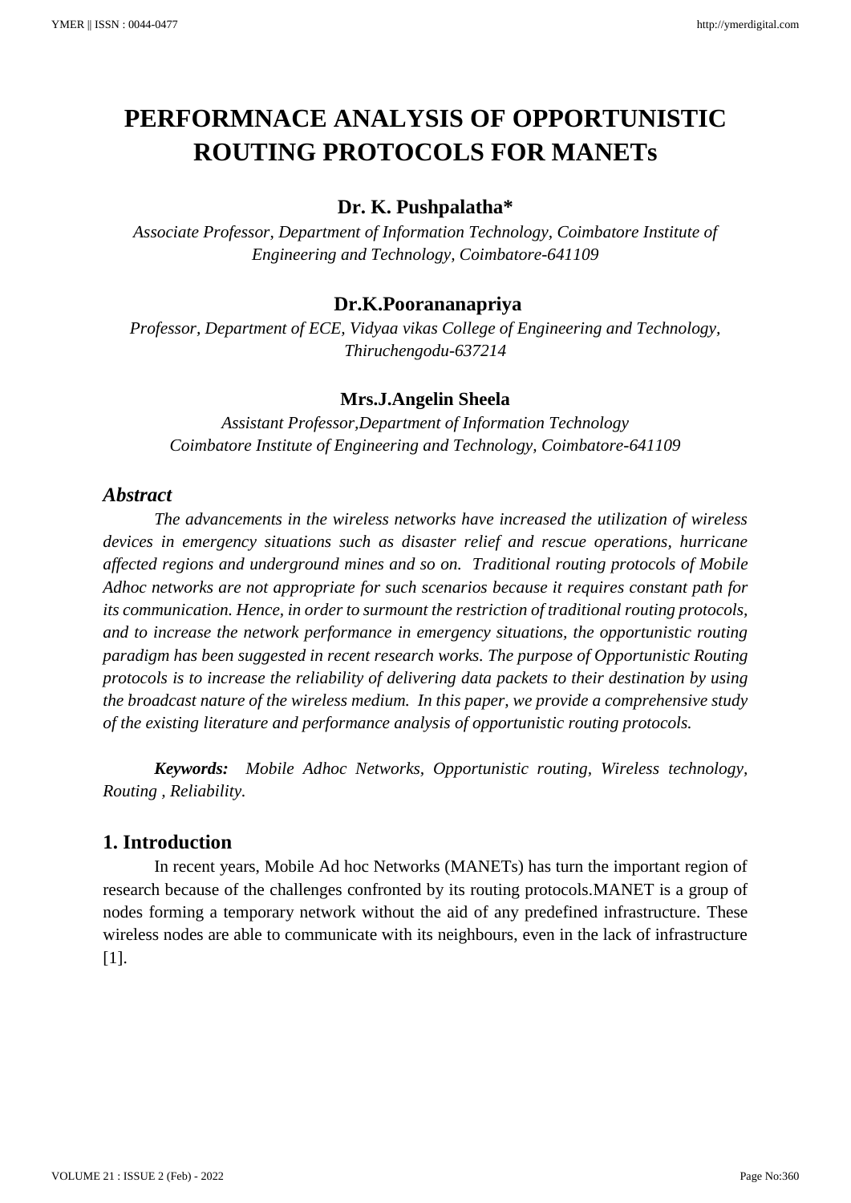# PERFORMNACE ANALYSIS OF OPPORTUNISTIC ROUTING PROTOCOLS FOR MANETs

**Dr. K. Pushpalatha***

*Associate Professor, Department of Information Technology, Coimbatore Institute of Engineering and Technology, Coimbatore-641109*

**Dr.K.Poorananapriya**

*Professor, Department of ECE, Vidyaa vikas College of Engineering and Technology, Thiruchengodu-637214*

**Mrs.J.Angelin Sheela**

*Assistant Professor,Department of Information Technology Coimbatore Institute of Engineering and Technology, Coimbatore-641109*

## *Abstract*

*The advancements in the wireless networks have increased the utilization of wireless devices in emergency situations such as disaster relief and rescue operations, hurricane affected regions and underground mines and so on. Traditional routing protocols of Mobile Adhoc networks are not appropriate for such scenarios because it requires constant path for its communication. Hence, in order to surmount the restriction of traditional routing protocols, and to increase the network performance in emergency situations, the opportunistic routing paradigm has been suggested in recent research works. The purpose of Opportunistic Routing protocols is to increase the reliability of delivering data packets to their destination by using the broadcast nature of the wireless medium. In this paper, we provide a comprehensive study of the existing literature and performance analysis of opportunistic routing protocols.*

***Keywords:*** *Mobile Adhoc Networks, Opportunistic routing, Wireless technology, Routing , Reliability.*

## 1. Introduction

In recent years, Mobile Ad hoc Networks (MANETs) has turn the important region of research because of the challenges confronted by its routing protocols.MANET is a group of nodes forming a temporary network without the aid of any predefined infrastructure. These wireless nodes are able to communicate with its neighbours, even in the lack of infrastructure [1].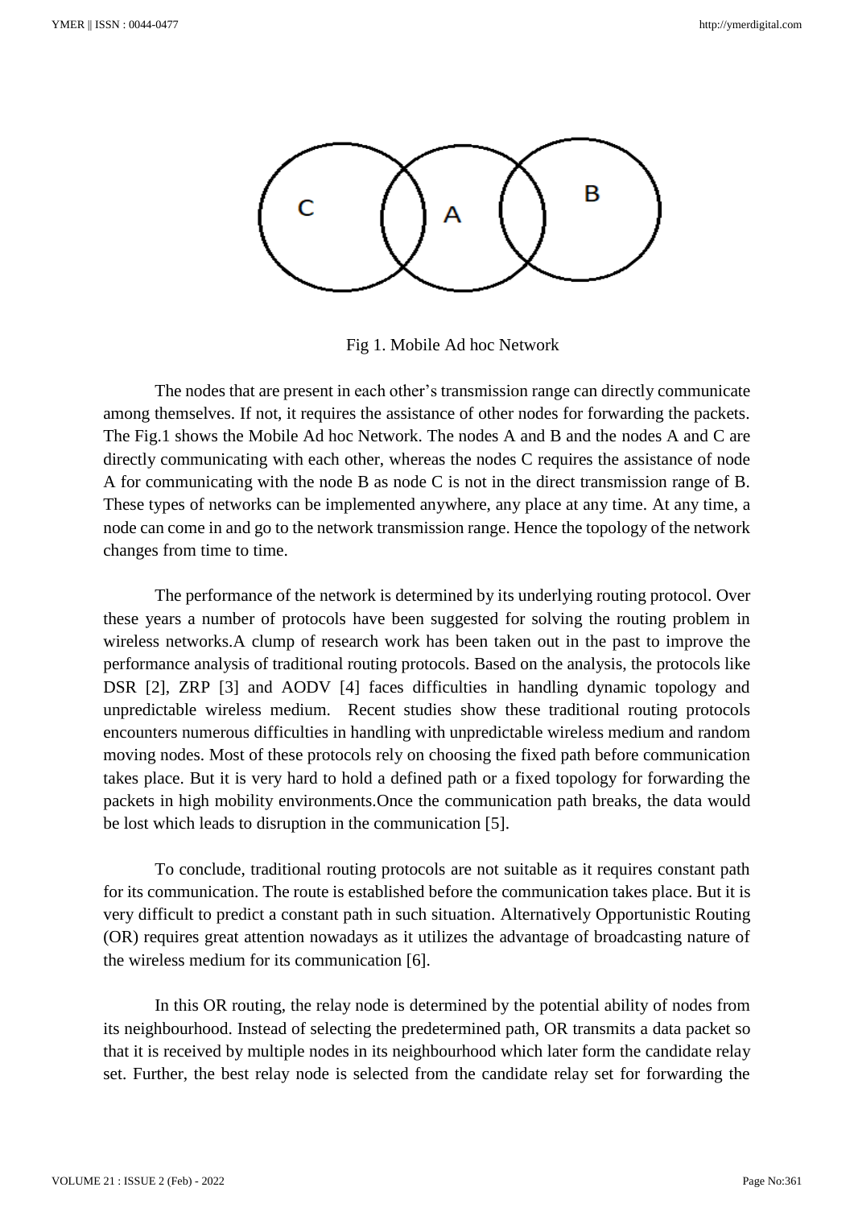Fig 1. Mobile Ad hoc Network

The nodes that are present in each other's transmission range can directly communicate among themselves. If not, it requires the assistance of other nodes for forwarding the packets. The Fig.1 shows the Mobile Ad hoc Network. The nodes A and B and the nodes A and C are directly communicating with each other, whereas the nodes C requires the assistance of node A for communicating with the node B as node C is not in the direct transmission range of B. These types of networks can be implemented anywhere, any place at any time. At any time, a node can come in and go to the network transmission range. Hence the topology of the network changes from time to time.

The performance of the network is determined by its underlying routing protocol. Over these years a number of protocols have been suggested for solving the routing problem in wireless networks.A clump of research work has been taken out in the past to improve the performance analysis of traditional routing protocols. Based on the analysis, the protocols like DSR [2], ZRP [3] and AODV [4] faces difficulties in handling dynamic topology and unpredictable wireless medium. Recent studies show these traditional routing protocols encounters numerous difficulties in handling with unpredictable wireless medium and random moving nodes. Most of these protocols rely on choosing the fixed path before communication takes place. But it is very hard to hold a defined path or a fixed topology for forwarding the packets in high mobility environments.Once the communication path breaks, the data would be lost which leads to disruption in the communication [5].

To conclude, traditional routing protocols are not suitable as it requires constant path for its communication. The route is established before the communication takes place. But it is very difficult to predict a constant path in such situation. Alternatively Opportunistic Routing (OR) requires great attention nowadays as it utilizes the advantage of broadcasting nature of the wireless medium for its communication [6].

In this OR routing, the relay node is determined by the potential ability of nodes from its neighbourhood. Instead of selecting the predetermined path, OR transmits a data packet so that it is received by multiple nodes in its neighbourhood which later form the candidate relay set. Further, the best relay node is selected from the candidate relay set for forwarding the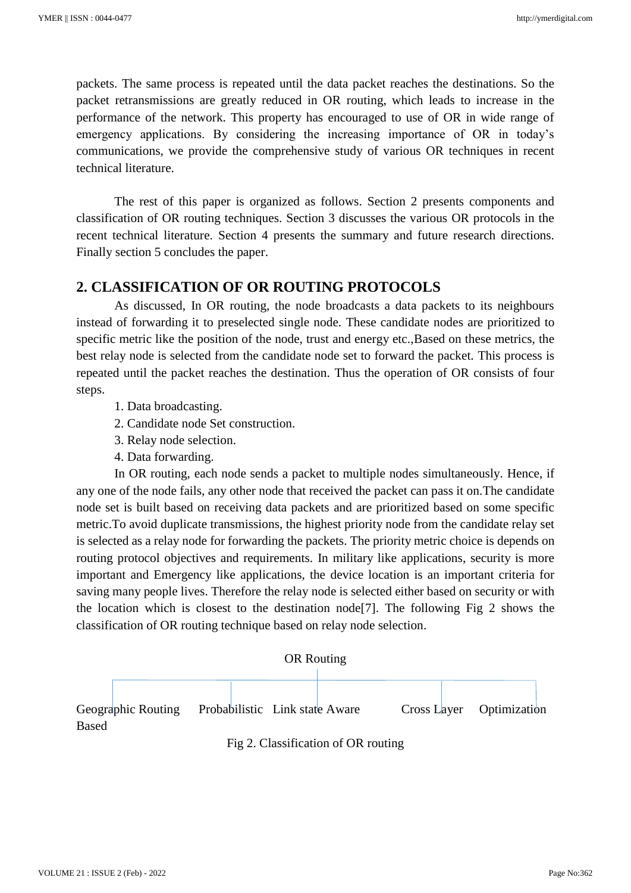packets. The same process is repeated until the data packet reaches the destinations. So the packet retransmissions are greatly reduced in OR routing, which leads to increase in the performance of the network. This property has encouraged to use of OR in wide range of emergency applications. By considering the increasing importance of OR in today's communications, we provide the comprehensive study of various OR techniques in recent technical literature.

The rest of this paper is organized as follows. Section 2 presents components and classification of OR routing techniques. Section 3 discusses the various OR protocols in the recent technical literature. Section 4 presents the summary and future research directions. Finally section 5 concludes the paper.

## 2. CLASSIFICATION OF OR ROUTING PROTOCOLS

As discussed, In OR routing, the node broadcasts a data packets to its neighbours instead of forwarding it to preselected single node. These candidate nodes are prioritized to specific metric like the position of the node, trust and energy etc.,Based on these metrics, the best relay node is selected from the candidate node set to forward the packet. This process is repeated until the packet reaches the destination. Thus the operation of OR consists of four steps.

1. Data broadcasting.
2. Candidate node Set construction.
3. Relay node selection.
4. Data forwarding.

In OR routing, each node sends a packet to multiple nodes simultaneously. Hence, if any one of the node fails, any other node that received the packet can pass it on.The candidate node set is built based on receiving data packets and are prioritized based on some specific metric.To avoid duplicate transmissions, the highest priority node from the candidate relay set is selected as a relay node for forwarding the packets. The priority metric choice is depends on routing protocol objectives and requirements. In military like applications, security is more important and Emergency like applications, the device location is an important criteria for saving many people lives. Therefore the relay node is selected either based on security or with the location which is closest to the destination node[7]. The following Fig 2 shows the classification of OR routing technique based on relay node selection.

OR Routing

Geographic Routing Based | Probabilistic | Link state Aware | Cross Layer | Optimization

Fig 2. Classification of OR routing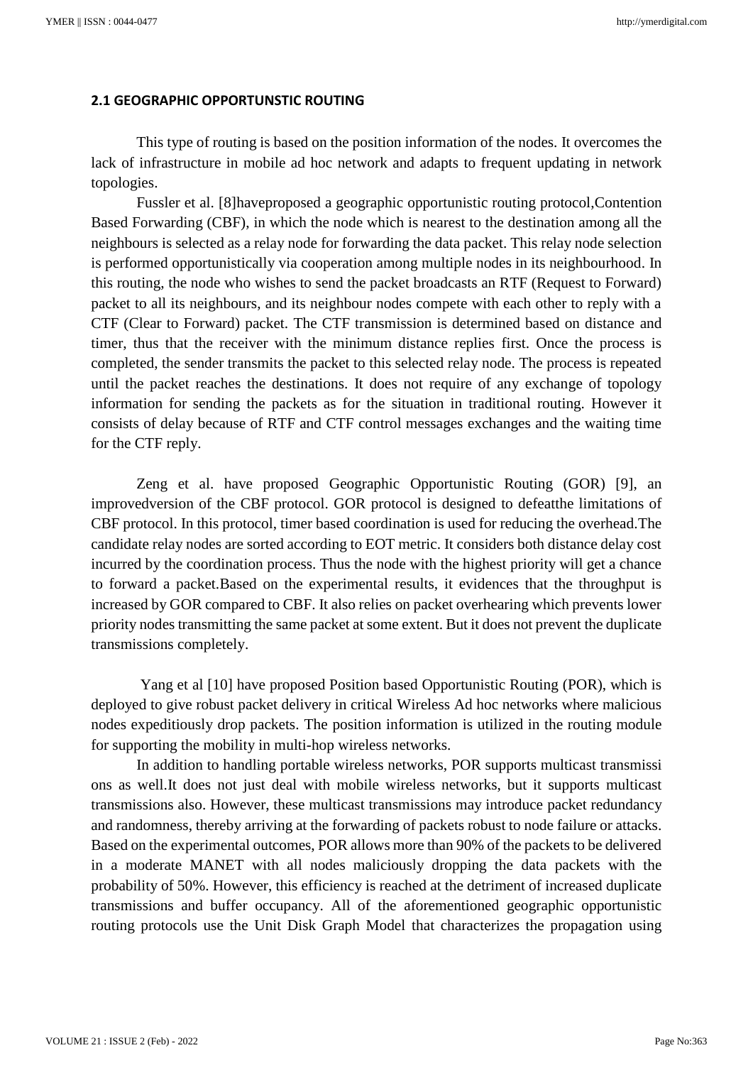### 2.1 GEOGRAPHIC OPPORTUNSTIC ROUTING

This type of routing is based on the position information of the nodes. It overcomes the lack of infrastructure in mobile ad hoc network and adapts to frequent updating in network topologies.

Fussler et al. [8]haveproposed a geographic opportunistic routing protocol,Contention Based Forwarding (CBF), in which the node which is nearest to the destination among all the neighbours is selected as a relay node for forwarding the data packet. This relay node selection is performed opportunistically via cooperation among multiple nodes in its neighbourhood. In this routing, the node who wishes to send the packet broadcasts an RTF (Request to Forward) packet to all its neighbours, and its neighbour nodes compete with each other to reply with a CTF (Clear to Forward) packet. The CTF transmission is determined based on distance and timer, thus that the receiver with the minimum distance replies first. Once the process is completed, the sender transmits the packet to this selected relay node. The process is repeated until the packet reaches the destinations. It does not require of any exchange of topology information for sending the packets as for the situation in traditional routing. However it consists of delay because of RTF and CTF control messages exchanges and the waiting time for the CTF reply.

Zeng et al. have proposed Geographic Opportunistic Routing (GOR) [9], an improvedversion of the CBF protocol. GOR protocol is designed to defeatthe limitations of CBF protocol. In this protocol, timer based coordination is used for reducing the overhead.The candidate relay nodes are sorted according to EOT metric. It considers both distance delay cost incurred by the coordination process. Thus the node with the highest priority will get a chance to forward a packet.Based on the experimental results, it evidences that the throughput is increased by GOR compared to CBF. It also relies on packet overhearing which prevents lower priority nodes transmitting the same packet at some extent. But it does not prevent the duplicate transmissions completely.

Yang et al [10] have proposed Position based Opportunistic Routing (POR), which is deployed to give robust packet delivery in critical Wireless Ad hoc networks where malicious nodes expeditiously drop packets. The position information is utilized in the routing module for supporting the mobility in multi-hop wireless networks.

In addition to handling portable wireless networks, POR supports multicast transmissi ons as well.It does not just deal with mobile wireless networks, but it supports multicast transmissions also. However, these multicast transmissions may introduce packet redundancy and randomness, thereby arriving at the forwarding of packets robust to node failure or attacks. Based on the experimental outcomes, POR allows more than 90% of the packets to be delivered in a moderate MANET with all nodes maliciously dropping the data packets with the probability of 50%. However, this efficiency is reached at the detriment of increased duplicate transmissions and buffer occupancy. All of the aforementioned geographic opportunistic routing protocols use the Unit Disk Graph Model that characterizes the propagation using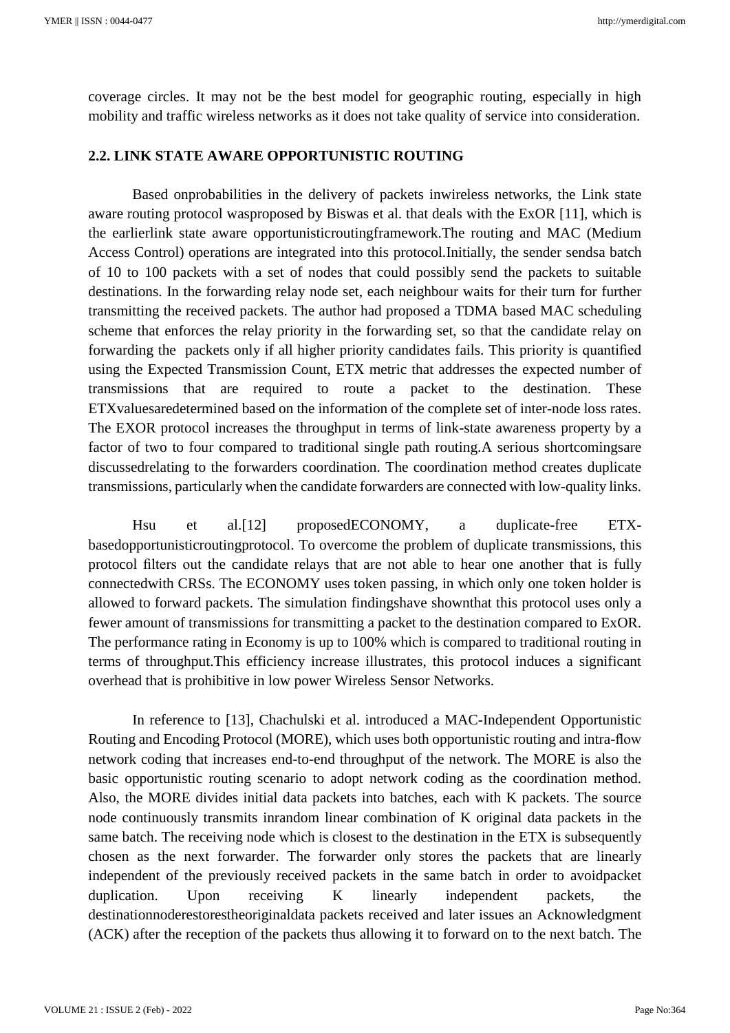coverage circles. It may not be the best model for geographic routing, especially in high mobility and traffic wireless networks as it does not take quality of service into consideration.

## 2.2. LINK STATE AWARE OPPORTUNISTIC ROUTING

Based onprobabilities in the delivery of packets inwireless networks, the Link state aware routing protocol wasproposed by Biswas et al. that deals with the ExOR [11], which is the earlierlink state aware opportunisticroutingframework.The routing and MAC (Medium Access Control) operations are integrated into this protocol.Initially, the sender sendsa batch of 10 to 100 packets with a set of nodes that could possibly send the packets to suitable destinations. In the forwarding relay node set, each neighbour waits for their turn for further transmitting the received packets. The author had proposed a TDMA based MAC scheduling scheme that enforces the relay priority in the forwarding set, so that the candidate relay on forwarding the packets only if all higher priority candidates fails. This priority is quantified using the Expected Transmission Count, ETX metric that addresses the expected number of transmissions that are required to route a packet to the destination. These ETXvaluesaredetermined based on the information of the complete set of inter-node loss rates. The EXOR protocol increases the throughput in terms of link-state awareness property by a factor of two to four compared to traditional single path routing.A serious shortcomingsare discussedrelating to the forwarders coordination. The coordination method creates duplicate transmissions, particularly when the candidate forwarders are connected with low-quality links.

Hsu et al.[12] proposedECONOMY, a duplicate-free ETX-basedopportunisticroutingprotocol. To overcome the problem of duplicate transmissions, this protocol filters out the candidate relays that are not able to hear one another that is fully connectedwith CRSs. The ECONOMY uses token passing, in which only one token holder is allowed to forward packets. The simulation findingshave shownthat this protocol uses only a fewer amount of transmissions for transmitting a packet to the destination compared to ExOR. The performance rating in Economy is up to 100% which is compared to traditional routing in terms of throughput.This efficiency increase illustrates, this protocol induces a significant overhead that is prohibitive in low power Wireless Sensor Networks.

In reference to [13], Chachulski et al. introduced a MAC-Independent Opportunistic Routing and Encoding Protocol (MORE), which uses both opportunistic routing and intra-flow network coding that increases end-to-end throughput of the network. The MORE is also the basic opportunistic routing scenario to adopt network coding as the coordination method. Also, the MORE divides initial data packets into batches, each with K packets. The source node continuously transmits inrandom linear combination of K original data packets in the same batch. The receiving node which is closest to the destination in the ETX is subsequently chosen as the next forwarder. The forwarder only stores the packets that are linearly independent of the previously received packets in the same batch in order to avoidpacket duplication. Upon receiving K linearly independent packets, the destinationnoderestorestheoriginaldata packets received and later issues an Acknowledgment (ACK) after the reception of the packets thus allowing it to forward on to the next batch. The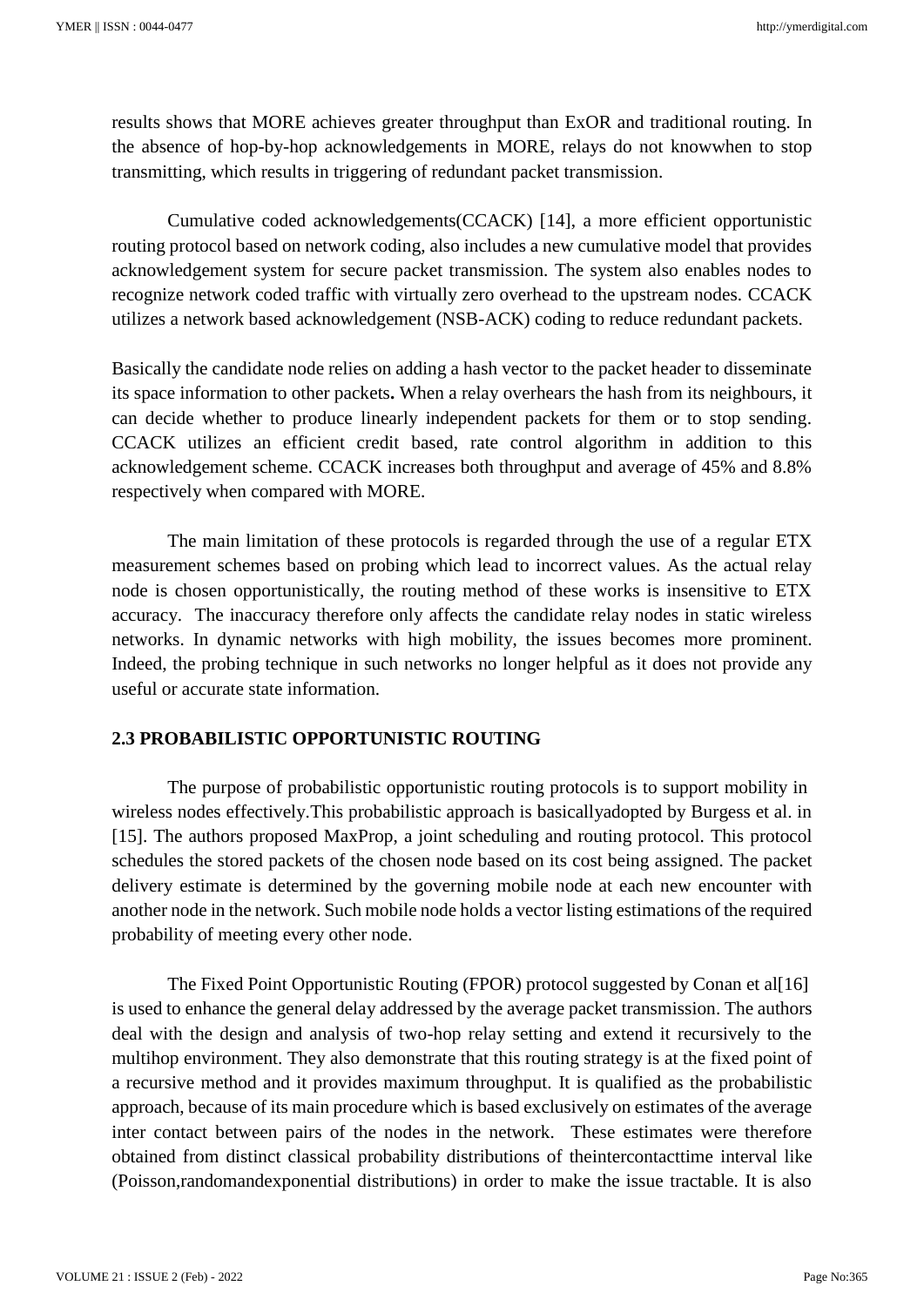results shows that MORE achieves greater throughput than ExOR and traditional routing. In the absence of hop-by-hop acknowledgements in MORE, relays do not knowwhen to stop transmitting, which results in triggering of redundant packet transmission.

Cumulative coded acknowledgements(CCACK) [14], a more efficient opportunistic routing protocol based on network coding, also includes a new cumulative model that provides acknowledgement system for secure packet transmission. The system also enables nodes to recognize network coded traffic with virtually zero overhead to the upstream nodes. CCACK utilizes a network based acknowledgement (NSB-ACK) coding to reduce redundant packets.

Basically the candidate node relies on adding a hash vector to the packet header to disseminate its space information to other packets**.** When a relay overhears the hash from its neighbours, it can decide whether to produce linearly independent packets for them or to stop sending. CCACK utilizes an efficient credit based, rate control algorithm in addition to this acknowledgement scheme. CCACK increases both throughput and average of 45% and 8.8% respectively when compared with MORE.

The main limitation of these protocols is regarded through the use of a regular ETX measurement schemes based on probing which lead to incorrect values. As the actual relay node is chosen opportunistically, the routing method of these works is insensitive to ETX accuracy. The inaccuracy therefore only affects the candidate relay nodes in static wireless networks. In dynamic networks with high mobility, the issues becomes more prominent. Indeed, the probing technique in such networks no longer helpful as it does not provide any useful or accurate state information.

### 2.3 PROBABILISTIC OPPORTUNISTIC ROUTING

The purpose of probabilistic opportunistic routing protocols is to support mobility in wireless nodes effectively.This probabilistic approach is basicallyadopted by Burgess et al. in [15]. The authors proposed MaxProp, a joint scheduling and routing protocol. This protocol schedules the stored packets of the chosen node based on its cost being assigned. The packet delivery estimate is determined by the governing mobile node at each new encounter with another node in the network. Such mobile node holds a vector listing estimations of the required probability of meeting every other node.

The Fixed Point Opportunistic Routing (FPOR) protocol suggested by Conan et al[16] is used to enhance the general delay addressed by the average packet transmission. The authors deal with the design and analysis of two-hop relay setting and extend it recursively to the multihop environment. They also demonstrate that this routing strategy is at the fixed point of a recursive method and it provides maximum throughput. It is qualified as the probabilistic approach, because of its main procedure which is based exclusively on estimates of the average inter contact between pairs of the nodes in the network. These estimates were therefore obtained from distinct classical probability distributions of theintercontacttime interval like (Poisson,randomandexponential distributions) in order to make the issue tractable. It is also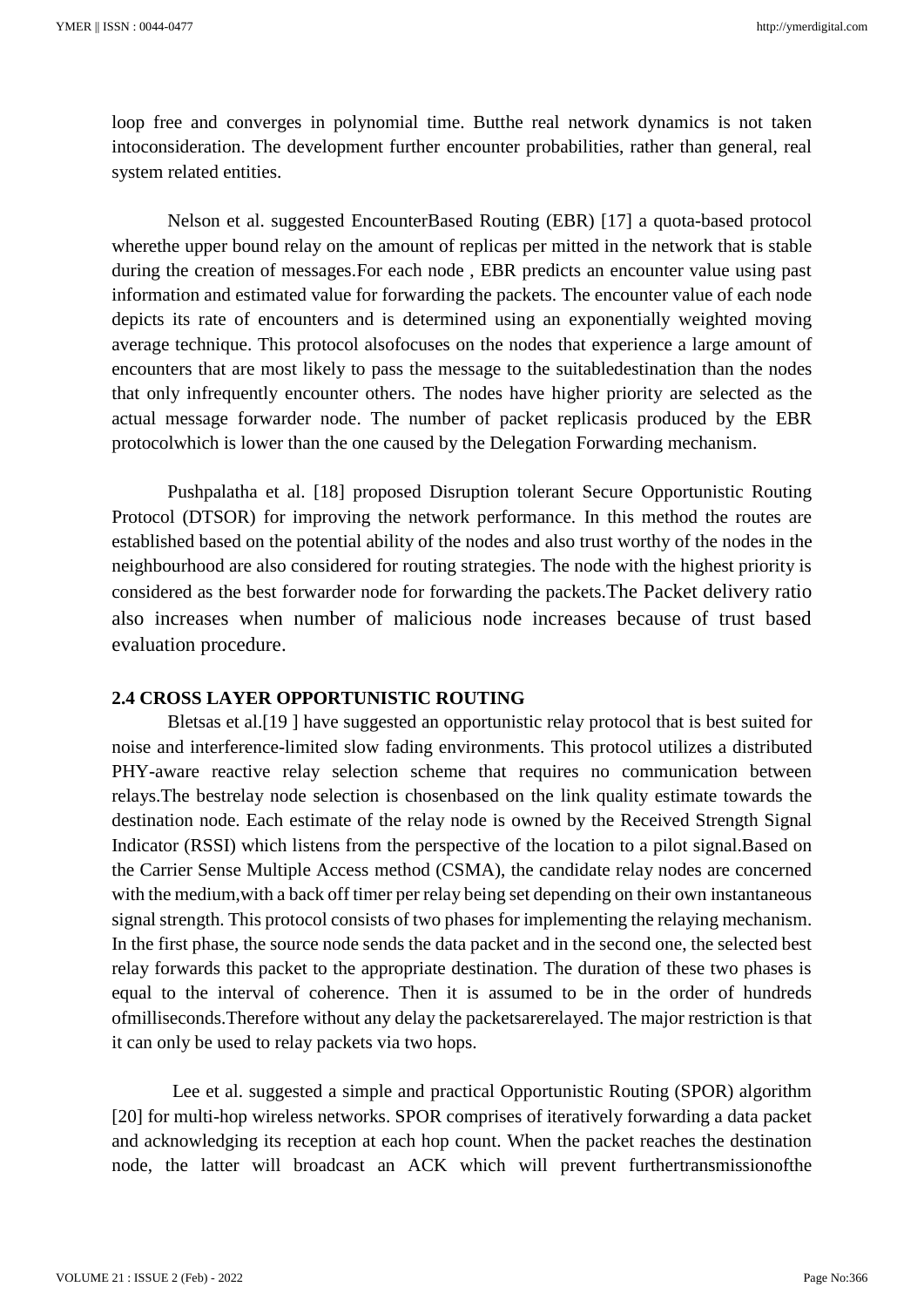loop free and converges in polynomial time. Butthe real network dynamics is not taken intoconsideration. The development further encounter probabilities, rather than general, real system related entities.

Nelson et al. suggested EncounterBased Routing (EBR) [17] a quota-based protocol wherethe upper bound relay on the amount of replicas per mitted in the network that is stable during the creation of messages.For each node , EBR predicts an encounter value using past information and estimated value for forwarding the packets. The encounter value of each node depicts its rate of encounters and is determined using an exponentially weighted moving average technique. This protocol alsofocuses on the nodes that experience a large amount of encounters that are most likely to pass the message to the suitabledestination than the nodes that only infrequently encounter others. The nodes have higher priority are selected as the actual message forwarder node. The number of packet replicasis produced by the EBR protocolwhich is lower than the one caused by the Delegation Forwarding mechanism.

Pushpalatha et al. [18] proposed Disruption tolerant Secure Opportunistic Routing Protocol (DTSOR) for improving the network performance. In this method the routes are established based on the potential ability of the nodes and also trust worthy of the nodes in the neighbourhood are also considered for routing strategies. The node with the highest priority is considered as the best forwarder node for forwarding the packets.The Packet delivery ratio also increases when number of malicious node increases because of trust based evaluation procedure.

### 2.4 CROSS LAYER OPPORTUNISTIC ROUTING

Bletsas et al.[19 ] have suggested an opportunistic relay protocol that is best suited for noise and interference-limited slow fading environments. This protocol utilizes a distributed PHY-aware reactive relay selection scheme that requires no communication between relays.The bestrelay node selection is chosenbased on the link quality estimate towards the destination node. Each estimate of the relay node is owned by the Received Strength Signal Indicator (RSSI) which listens from the perspective of the location to a pilot signal.Based on the Carrier Sense Multiple Access method (CSMA), the candidate relay nodes are concerned with the medium,with a back off timer per relay being set depending on their own instantaneous signal strength. This protocol consists of two phases for implementing the relaying mechanism. In the first phase, the source node sends the data packet and in the second one, the selected best relay forwards this packet to the appropriate destination. The duration of these two phases is equal to the interval of coherence. Then it is assumed to be in the order of hundreds ofmilliseconds.Therefore without any delay the packetsarerelayed. The major restriction is that it can only be used to relay packets via two hops.

Lee et al. suggested a simple and practical Opportunistic Routing (SPOR) algorithm [20] for multi-hop wireless networks. SPOR comprises of iteratively forwarding a data packet and acknowledging its reception at each hop count. When the packet reaches the destination node, the latter will broadcast an ACK which will prevent furthertransmissionofthe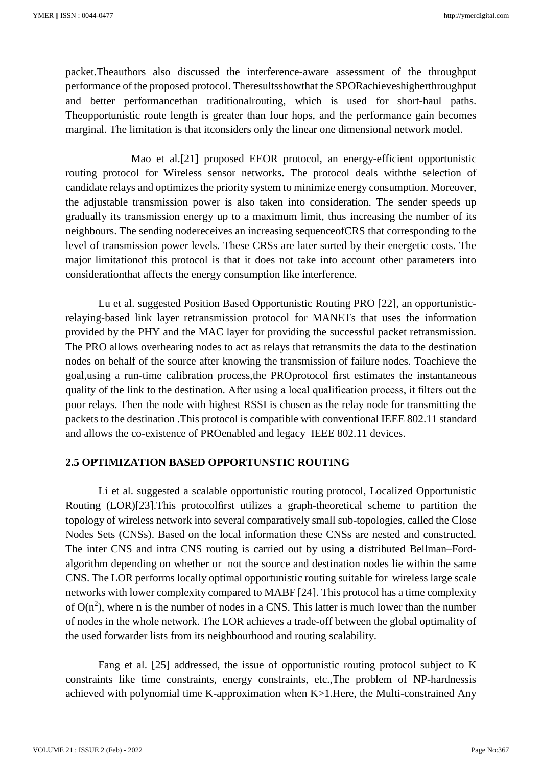packet.Theauthors also discussed the interference-aware assessment of the throughput performance of the proposed protocol. Theresultsshowthat the SPORachieveshigherthroughput and better performancethan traditionalrouting, which is used for short-haul paths. Theopportunistic route length is greater than four hops, and the performance gain becomes marginal. The limitation is that itconsiders only the linear one dimensional network model.

Mao et al.[21] proposed EEOR protocol, an energy-efficient opportunistic routing protocol for Wireless sensor networks. The protocol deals withthe selection of candidate relays and optimizes the priority system to minimize energy consumption. Moreover, the adjustable transmission power is also taken into consideration. The sender speeds up gradually its transmission energy up to a maximum limit, thus increasing the number of its neighbours. The sending nodereceives an increasing sequenceofCRS that corresponding to the level of transmission power levels. These CRSs are later sorted by their energetic costs. The major limitationof this protocol is that it does not take into account other parameters into considerationthat affects the energy consumption like interference.

Lu et al. suggested Position Based Opportunistic Routing PRO [22], an opportunistic-relaying-based link layer retransmission protocol for MANETs that uses the information provided by the PHY and the MAC layer for providing the successful packet retransmission. The PRO allows overhearing nodes to act as relays that retransmits the data to the destination nodes on behalf of the source after knowing the transmission of failure nodes. Toachieve the goal,using a run-time calibration process,the PROprotocol first estimates the instantaneous quality of the link to the destination. After using a local qualification process, it filters out the poor relays. Then the node with highest RSSI is chosen as the relay node for transmitting the packets to the destination .This protocol is compatible with conventional IEEE 802.11 standard and allows the co-existence of PROenabled and legacy IEEE 802.11 devices.

## 2.5 OPTIMIZATION BASED OPPORTUNSTIC ROUTING

Li et al. suggested a scalable opportunistic routing protocol, Localized Opportunistic Routing (LOR)[23].This protocolfirst utilizes a graph-theoretical scheme to partition the topology of wireless network into several comparatively small sub-topologies, called the Close Nodes Sets (CNSs). Based on the local information these CNSs are nested and constructed. The inter CNS and intra CNS routing is carried out by using a distributed Bellman–Ford-algorithm depending on whether or not the source and destination nodes lie within the same CNS. The LOR performs locally optimal opportunistic routing suitable for wireless large scale networks with lower complexity compared to MABF [24]. This protocol has a time complexity of $O(n^2)$, where n is the number of nodes in a CNS. This latter is much lower than the number of nodes in the whole network. The LOR achieves a trade-off between the global optimality of the used forwarder lists from its neighbourhood and routing scalability.

Fang et al. [25] addressed, the issue of opportunistic routing protocol subject to K constraints like time constraints, energy constraints, etc.,The problem of NP-hardnessis achieved with polynomial time K-approximation when K>1.Here, the Multi-constrained Any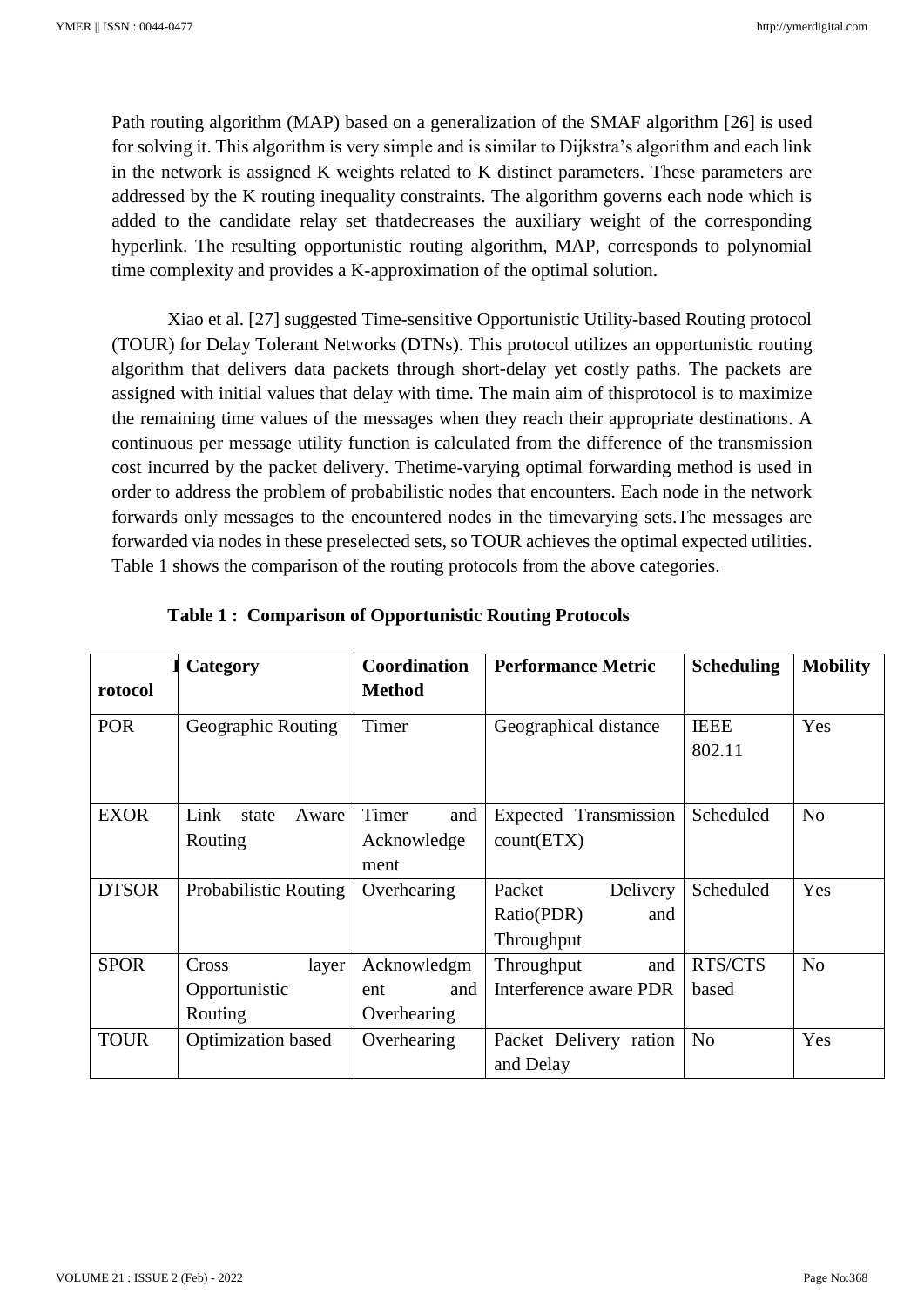Path routing algorithm (MAP) based on a generalization of the SMAF algorithm [26] is used for solving it. This algorithm is very simple and is similar to Dijkstra's algorithm and each link in the network is assigned K weights related to K distinct parameters. These parameters are addressed by the K routing inequality constraints. The algorithm governs each node which is added to the candidate relay set thatdecreases the auxiliary weight of the corresponding hyperlink. The resulting opportunistic routing algorithm, MAP, corresponds to polynomial time complexity and provides a K-approximation of the optimal solution.

Xiao et al. [27] suggested Time-sensitive Opportunistic Utility-based Routing protocol (TOUR) for Delay Tolerant Networks (DTNs). This protocol utilizes an opportunistic routing algorithm that delivers data packets through short-delay yet costly paths. The packets are assigned with initial values that delay with time. The main aim of thisprotocol is to maximize the remaining time values of the messages when they reach their appropriate destinations. A continuous per message utility function is calculated from the difference of the transmission cost incurred by the packet delivery. Thetime-varying optimal forwarding method is used in order to address the problem of probabilistic nodes that encounters. Each node in the network forwards only messages to the encountered nodes in the timevarying sets.The messages are forwarded via nodes in these preselected sets, so TOUR achieves the optimal expected utilities. Table 1 shows the comparison of the routing protocols from the above categories.

**Table 1 : Comparison of Opportunistic Routing Protocols**

| Protocol | Category | Coordination Method | Performance Metric | Scheduling | Mobility |
|---|---|---|---|---|---|
| POR | Geographic Routing | Timer | Geographical distance | IEEE 802.11 | Yes |
| EXOR | Link state Aware Routing | Timer and Acknowledge ment | Expected Transmission count(ETX) | Scheduled | No |
| DTSOR | Probabilistic Routing | Overhearing | Packet Delivery Ratio(PDR) and Throughput | Scheduled | Yes |
| SPOR | Cross layer Opportunistic Routing | Acknowledgm ent and Overhearing | Throughput and Interference aware PDR | RTS/CTS based | No |
| TOUR | Optimization based | Overhearing | Packet Delivery ration and Delay | No | Yes |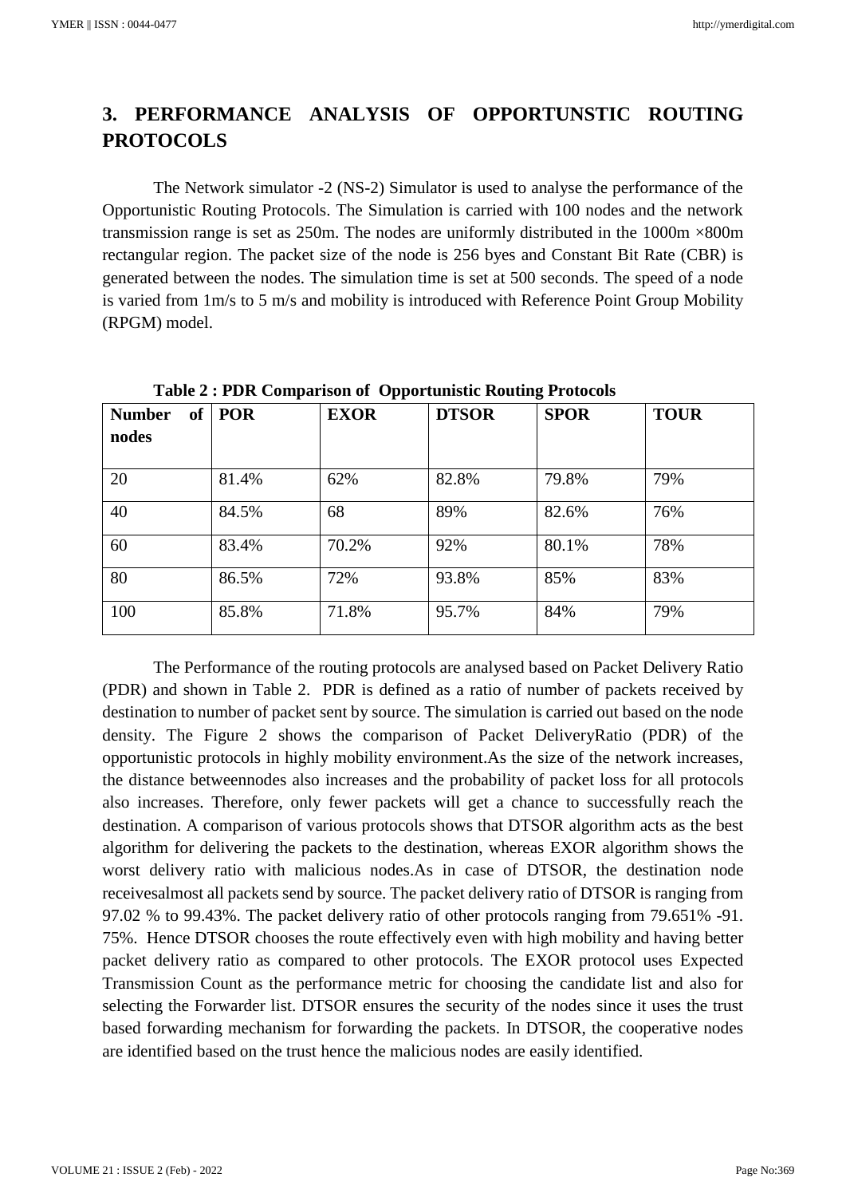## 3. PERFORMANCE ANALYSIS OF OPPORTUNSTIC ROUTING PROTOCOLS

The Network simulator -2 (NS-2) Simulator is used to analyse the performance of the Opportunistic Routing Protocols. The Simulation is carried with 100 nodes and the network transmission range is set as 250m. The nodes are uniformly distributed in the 1000m ×800m rectangular region. The packet size of the node is 256 byes and Constant Bit Rate (CBR) is generated between the nodes. The simulation time is set at 500 seconds. The speed of a node is varied from 1m/s to 5 m/s and mobility is introduced with Reference Point Group Mobility (RPGM) model.

**Table 2 : PDR Comparison of Opportunistic Routing Protocols**

| Number of nodes | POR | EXOR | DTSOR | SPOR | TOUR |
|---|---|---|---|---|---|
| 20 | 81.4% | 62% | 82.8% | 79.8% | 79% |
| 40 | 84.5% | 68 | 89% | 82.6% | 76% |
| 60 | 83.4% | 70.2% | 92% | 80.1% | 78% |
| 80 | 86.5% | 72% | 93.8% | 85% | 83% |
| 100 | 85.8% | 71.8% | 95.7% | 84% | 79% |

The Performance of the routing protocols are analysed based on Packet Delivery Ratio (PDR) and shown in Table 2. PDR is defined as a ratio of number of packets received by destination to number of packet sent by source. The simulation is carried out based on the node density. The Figure 2 shows the comparison of Packet DeliveryRatio (PDR) of the opportunistic protocols in highly mobility environment.As the size of the network increases, the distance betweennodes also increases and the probability of packet loss for all protocols also increases. Therefore, only fewer packets will get a chance to successfully reach the destination. A comparison of various protocols shows that DTSOR algorithm acts as the best algorithm for delivering the packets to the destination, whereas EXOR algorithm shows the worst delivery ratio with malicious nodes.As in case of DTSOR, the destination node receivesalmost all packets send by source. The packet delivery ratio of DTSOR is ranging from 97.02 % to 99.43%. The packet delivery ratio of other protocols ranging from 79.651% -91. 75%. Hence DTSOR chooses the route effectively even with high mobility and having better packet delivery ratio as compared to other protocols. The EXOR protocol uses Expected Transmission Count as the performance metric for choosing the candidate list and also for selecting the Forwarder list. DTSOR ensures the security of the nodes since it uses the trust based forwarding mechanism for forwarding the packets. In DTSOR, the cooperative nodes are identified based on the trust hence the malicious nodes are easily identified.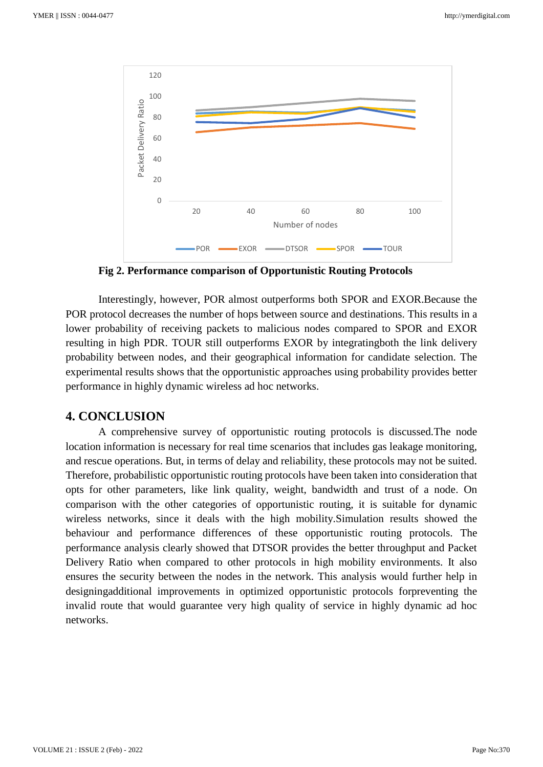**Fig 2. Performance comparison of Opportunistic Routing Protocols**

Interestingly, however, POR almost outperforms both SPOR and EXOR.Because the POR protocol decreases the number of hops between source and destinations. This results in a lower probability of receiving packets to malicious nodes compared to SPOR and EXOR resulting in high PDR. TOUR still outperforms EXOR by integratingboth the link delivery probability between nodes, and their geographical information for candidate selection. The experimental results shows that the opportunistic approaches using probability provides better performance in highly dynamic wireless ad hoc networks.

## 4. CONCLUSION

A comprehensive survey of opportunistic routing protocols is discussed.The node location information is necessary for real time scenarios that includes gas leakage monitoring, and rescue operations. But, in terms of delay and reliability, these protocols may not be suited. Therefore, probabilistic opportunistic routing protocols have been taken into consideration that opts for other parameters, like link quality, weight, bandwidth and trust of a node. On comparison with the other categories of opportunistic routing, it is suitable for dynamic wireless networks, since it deals with the high mobility.Simulation results showed the behaviour and performance differences of these opportunistic routing protocols. The performance analysis clearly showed that DTSOR provides the better throughput and Packet Delivery Ratio when compared to other protocols in high mobility environments. It also ensures the security between the nodes in the network. This analysis would further help in designingadditional improvements in optimized opportunistic protocols forpreventing the invalid route that would guarantee very high quality of service in highly dynamic ad hoc networks.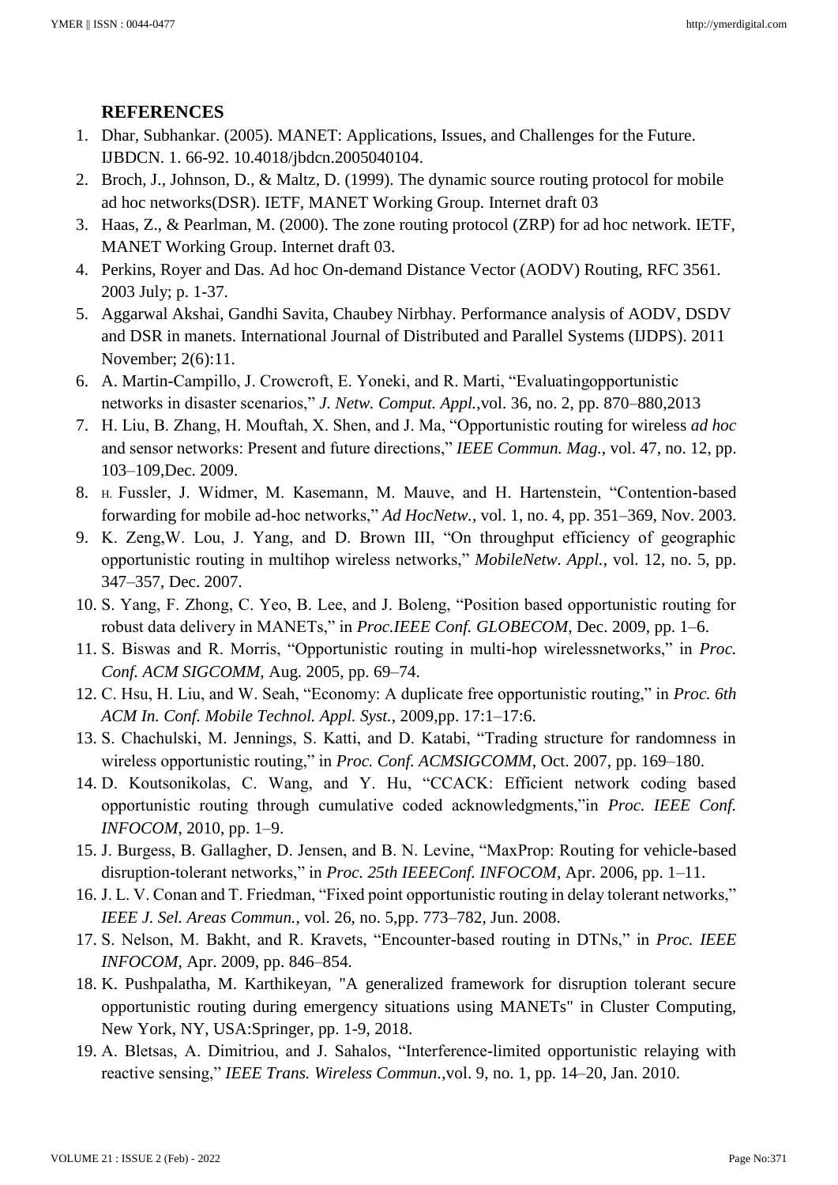## REFERENCES

1. Dhar, Subhankar. (2005). MANET: Applications, Issues, and Challenges for the Future. IJBDCN. 1. 66-92. 10.4018/jbdcn.2005040104.
2. Broch, J., Johnson, D., & Maltz, D. (1999). The dynamic source routing protocol for mobile ad hoc networks(DSR). IETF, MANET Working Group. Internet draft 03
3. Haas, Z., & Pearlman, M. (2000). The zone routing protocol (ZRP) for ad hoc network. IETF, MANET Working Group. Internet draft 03.
4. Perkins, Royer and Das. Ad hoc On-demand Distance Vector (AODV) Routing, RFC 3561. 2003 July; p. 1-37.
5. Aggarwal Akshai, Gandhi Savita, Chaubey Nirbhay. Performance analysis of AODV, DSDV and DSR in manets. International Journal of Distributed and Parallel Systems (IJDPS). 2011 November; 2(6):11.
6. A. Martin-Campillo, J. Crowcroft, E. Yoneki, and R. Marti, "Evaluatingopportunistic networks in disaster scenarios," *J. Netw. Comput. Appl.*,vol. 36, no. 2, pp. 870–880,2013
7. H. Liu, B. Zhang, H. Mouftah, X. Shen, and J. Ma, "Opportunistic routing for wireless *ad hoc* and sensor networks: Present and future directions," *IEEE Commun. Mag.*, vol. 47, no. 12, pp. 103–109,Dec. 2009.
8. H. Fussler, J. Widmer, M. Kasemann, M. Mauve, and H. Hartenstein, "Contention-based forwarding for mobile ad-hoc networks," *Ad HocNetw.*, vol. 1, no. 4, pp. 351–369, Nov. 2003.
9. K. Zeng,W. Lou, J. Yang, and D. Brown III, "On throughput efficiency of geographic opportunistic routing in multihop wireless networks," *MobileNetw. Appl.*, vol. 12, no. 5, pp. 347–357, Dec. 2007.
10. S. Yang, F. Zhong, C. Yeo, B. Lee, and J. Boleng, "Position based opportunistic routing for robust data delivery in MANETs," in *Proc.IEEE Conf. GLOBECOM*, Dec. 2009, pp. 1–6.
11. S. Biswas and R. Morris, "Opportunistic routing in multi-hop wirelessnetworks," in *Proc. Conf. ACM SIGCOMM*, Aug. 2005, pp. 69–74.
12. C. Hsu, H. Liu, and W. Seah, "Economy: A duplicate free opportunistic routing," in *Proc. 6th ACM In. Conf. Mobile Technol. Appl. Syst.*, 2009,pp. 17:1–17:6.
13. S. Chachulski, M. Jennings, S. Katti, and D. Katabi, "Trading structure for randomness in wireless opportunistic routing," in *Proc. Conf. ACMSIGCOMM*, Oct. 2007, pp. 169–180.
14. D. Koutsonikolas, C. Wang, and Y. Hu, "CCACK: Efficient network coding based opportunistic routing through cumulative coded acknowledgments,"in *Proc. IEEE Conf. INFOCOM*, 2010, pp. 1–9.
15. J. Burgess, B. Gallagher, D. Jensen, and B. N. Levine, "MaxProp: Routing for vehicle-based disruption-tolerant networks," in *Proc. 25th IEEEConf. INFOCOM*, Apr. 2006, pp. 1–11.
16. J. L. V. Conan and T. Friedman, "Fixed point opportunistic routing in delay tolerant networks," *IEEE J. Sel. Areas Commun.*, vol. 26, no. 5,pp. 773–782, Jun. 2008.
17. S. Nelson, M. Bakht, and R. Kravets, "Encounter-based routing in DTNs," in *Proc. IEEE INFOCOM*, Apr. 2009, pp. 846–854.
18. K. Pushpalatha, M. Karthikeyan, "A generalized framework for disruption tolerant secure opportunistic routing during emergency situations using MANETs" in Cluster Computing, New York, NY, USA:Springer, pp. 1-9, 2018.
19. A. Bletsas, A. Dimitriou, and J. Sahalos, "Interference-limited opportunistic relaying with reactive sensing," *IEEE Trans. Wireless Commun.*,vol. 9, no. 1, pp. 14–20, Jan. 2010.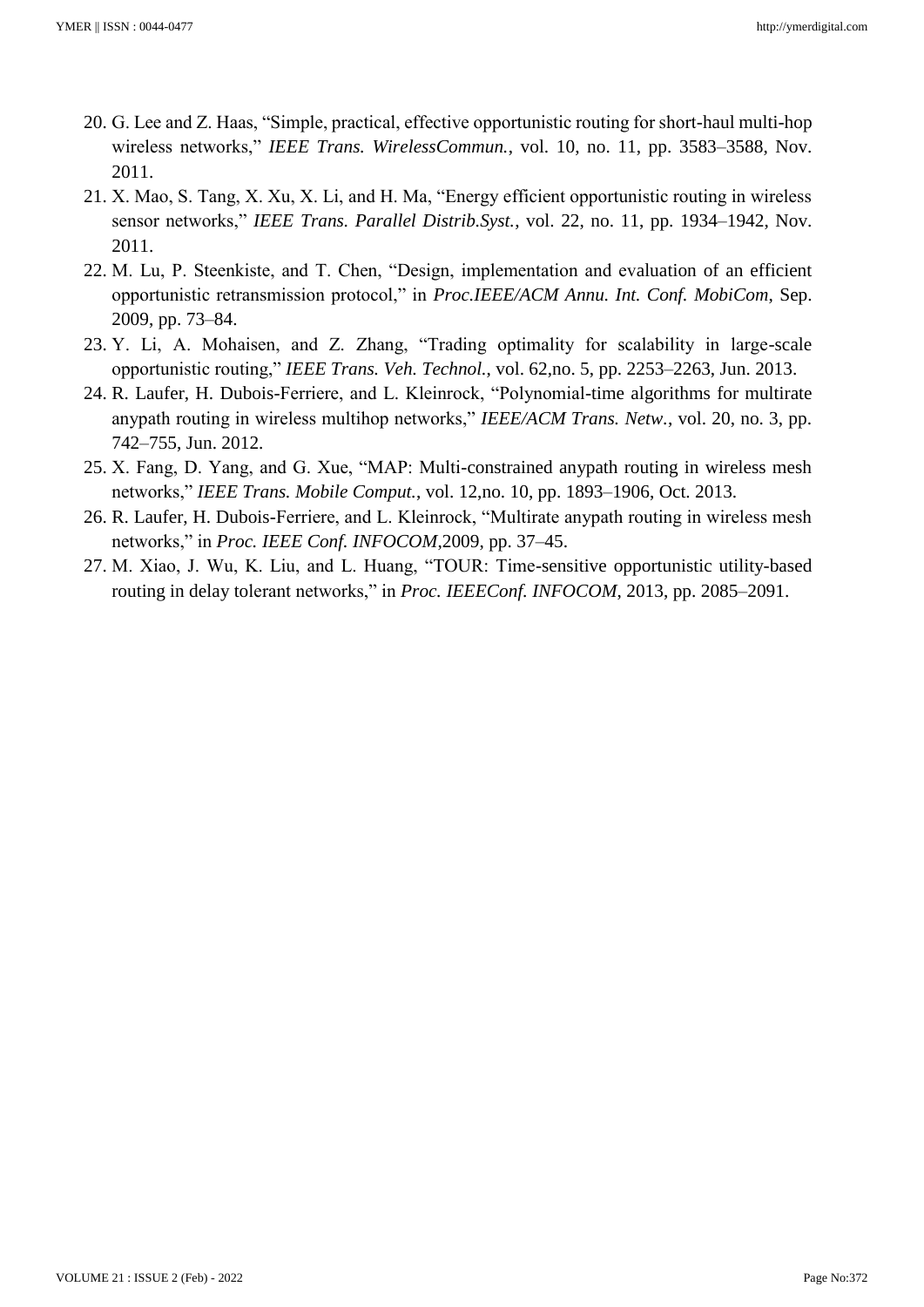20. G. Lee and Z. Haas, "Simple, practical, effective opportunistic routing for short-haul multi-hop wireless networks," *IEEE Trans. WirelessCommun.*, vol. 10, no. 11, pp. 3583–3588, Nov. 2011.
21. X. Mao, S. Tang, X. Xu, X. Li, and H. Ma, "Energy efficient opportunistic routing in wireless sensor networks," *IEEE Trans. Parallel Distrib.Syst.*, vol. 22, no. 11, pp. 1934–1942, Nov. 2011.
22. M. Lu, P. Steenkiste, and T. Chen, "Design, implementation and evaluation of an efficient opportunistic retransmission protocol," in *Proc.IEEE/ACM Annu. Int. Conf. MobiCom*, Sep. 2009, pp. 73–84.
23. Y. Li, A. Mohaisen, and Z. Zhang, "Trading optimality for scalability in large-scale opportunistic routing," *IEEE Trans. Veh. Technol.*, vol. 62,no. 5, pp. 2253–2263, Jun. 2013.
24. R. Laufer, H. Dubois-Ferriere, and L. Kleinrock, "Polynomial-time algorithms for multirate anypath routing in wireless multihop networks," *IEEE/ACM Trans. Netw.*, vol. 20, no. 3, pp. 742–755, Jun. 2012.
25. X. Fang, D. Yang, and G. Xue, "MAP: Multi-constrained anypath routing in wireless mesh networks," *IEEE Trans. Mobile Comput.*, vol. 12,no. 10, pp. 1893–1906, Oct. 2013.
26. R. Laufer, H. Dubois-Ferriere, and L. Kleinrock, "Multirate anypath routing in wireless mesh networks," in *Proc. IEEE Conf. INFOCOM*,2009, pp. 37–45.
27. M. Xiao, J. Wu, K. Liu, and L. Huang, "TOUR: Time-sensitive opportunistic utility-based routing in delay tolerant networks," in *Proc. IEEEConf. INFOCOM*, 2013, pp. 2085–2091.